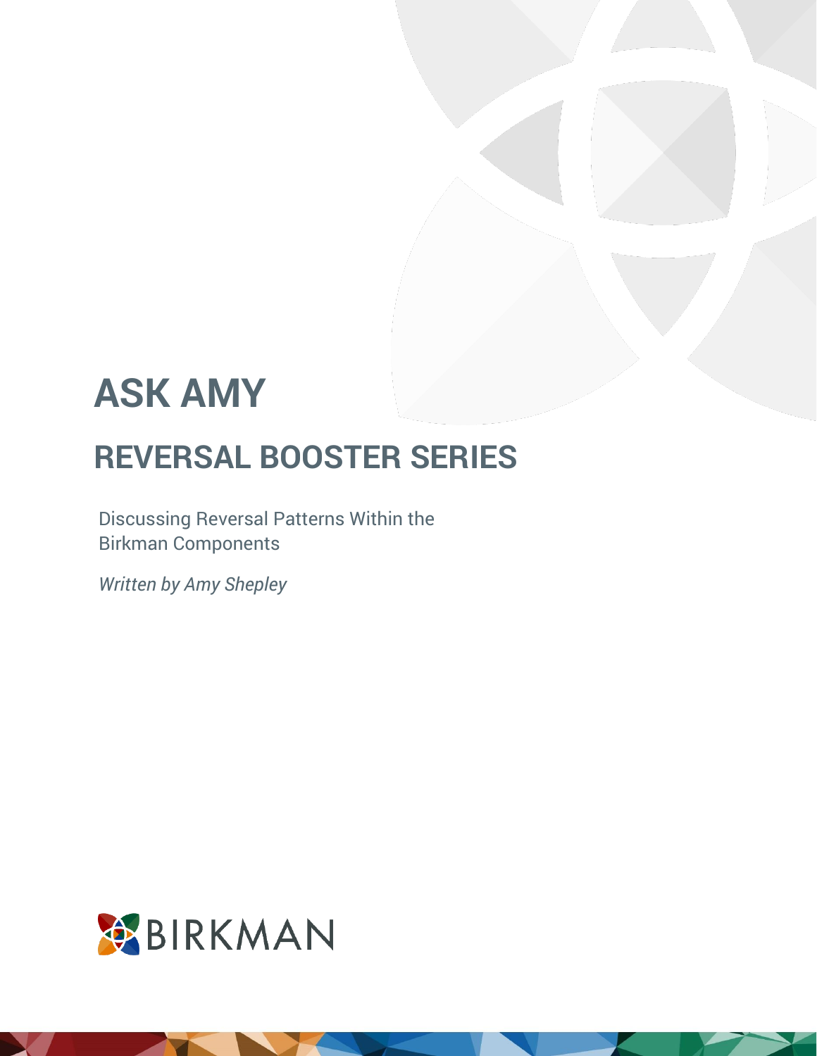# ASK AMY

## REVERSAL BOOSTER SERIES

Discussing Reversal Patterns Within the Birkman Components

*Written by Amy Shepley*

BIRKMAN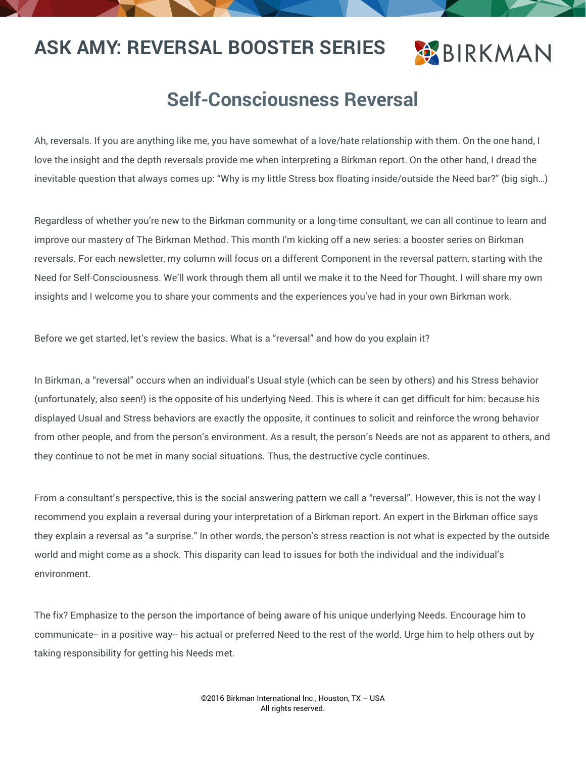# ASK AMY: REVERSAL BOOSTER SERIES

## Self-Consciousness Reversal

Ah, reversals. If you are anything like me, you have somewhat of a love/hate relationship with them. On the one hand, I love the insight and the depth reversals provide me when interpreting a Birkman report. On the other hand, I dread the inevitable question that always comes up: "Why is my little Stress box floating inside/outside the Need bar?" (big sigh…)

Regardless of whether you're new to the Birkman community or a long-time consultant, we can all continue to learn and improve our mastery of The Birkman Method. This month I'm kicking off a new series: a booster series on Birkman reversals. For each newsletter, my column will focus on a different Component in the reversal pattern, starting with the Need for Self-Consciousness. We'll work through them all until we make it to the Need for Thought. I will share my own insights and I welcome you to share your comments and the experiences you've had in your own Birkman work.

Before we get started, let's review the basics. What is a "reversal" and how do you explain it?

In Birkman, a "reversal" occurs when an individual's Usual style (which can be seen by others) and his Stress behavior (unfortunately, also seen!) is the opposite of his underlying Need. This is where it can get difficult for him: because his displayed Usual and Stress behaviors are exactly the opposite, it continues to solicit and reinforce the wrong behavior from other people, and from the person's environment. As a result, the person's Needs are not as apparent to others, and they continue to not be met in many social situations. Thus, the destructive cycle continues.

From a consultant's perspective, this is the social answering pattern we call a "reversal". However, this is not the way I recommend you explain a reversal during your interpretation of a Birkman report. An expert in the Birkman office says they explain a reversal as "a surprise." In other words, the person's stress reaction is not what is expected by the outside world and might come as a shock. This disparity can lead to issues for both the individual and the individual's environment.

The fix? Emphasize to the person the importance of being aware of his unique underlying Needs. Encourage him to communicate-- in a positive way-- his actual or preferred Need to the rest of the world. Urge him to help others out by taking responsibility for getting his Needs met.

©2016 Birkman International Inc., Houston, TX – USA
All rights reserved.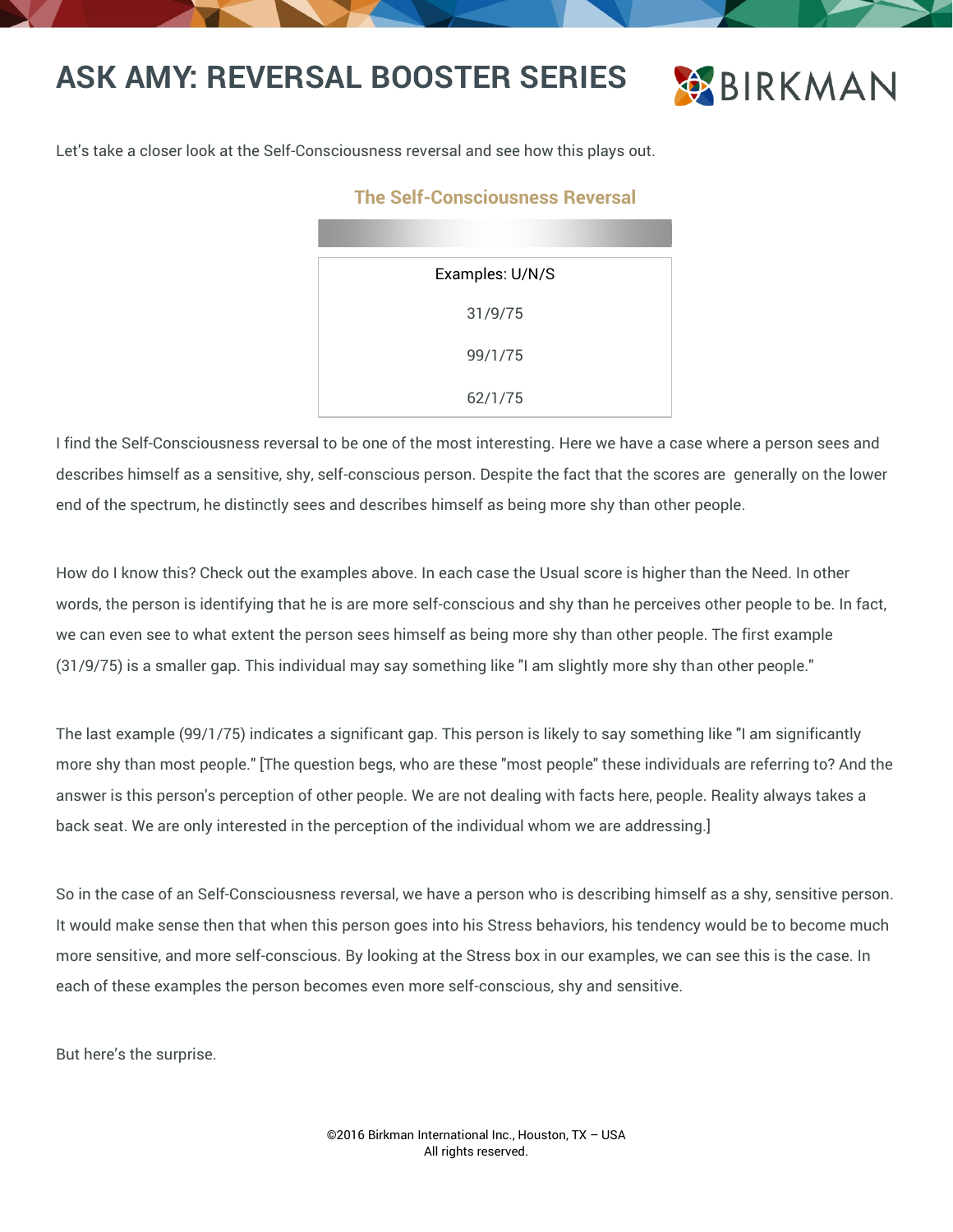# ASK AMY: REVERSAL BOOSTER SERIES

Let's take a closer look at the Self-Consciousness reversal and see how this plays out.

### The Self-Consciousness Reversal

| Examples: U/N/S |
|---|
| 31/9/75 |
| 99/1/75 |
| 62/1/75 |

I find the Self-Consciousness reversal to be one of the most interesting. Here we have a case where a person sees and describes himself as a sensitive, shy, self-conscious person. Despite the fact that the scores are generally on the lower end of the spectrum, he distinctly sees and describes himself as being more shy than other people.

How do I know this? Check out the examples above. In each case the Usual score is higher than the Need. In other words, the person is identifying that he is are more self-conscious and shy than he perceives other people to be. In fact, we can even see to what extent the person sees himself as being more shy than other people. The first example (31/9/75) is a smaller gap. This individual may say something like "I am slightly more shy than other people."

The last example (99/1/75) indicates a significant gap. This person is likely to say something like "I am significantly more shy than most people." [The question begs, who are these "most people" these individuals are referring to? And the answer is this person's perception of other people. We are not dealing with facts here, people. Reality always takes a back seat. We are only interested in the perception of the individual whom we are addressing.]

So in the case of an Self-Consciousness reversal, we have a person who is describing himself as a shy, sensitive person. It would make sense then that when this person goes into his Stress behaviors, his tendency would be to become much more sensitive, and more self-conscious. By looking at the Stress box in our examples, we can see this is the case. In each of these examples the person becomes even more self-conscious, shy and sensitive.

But here's the surprise.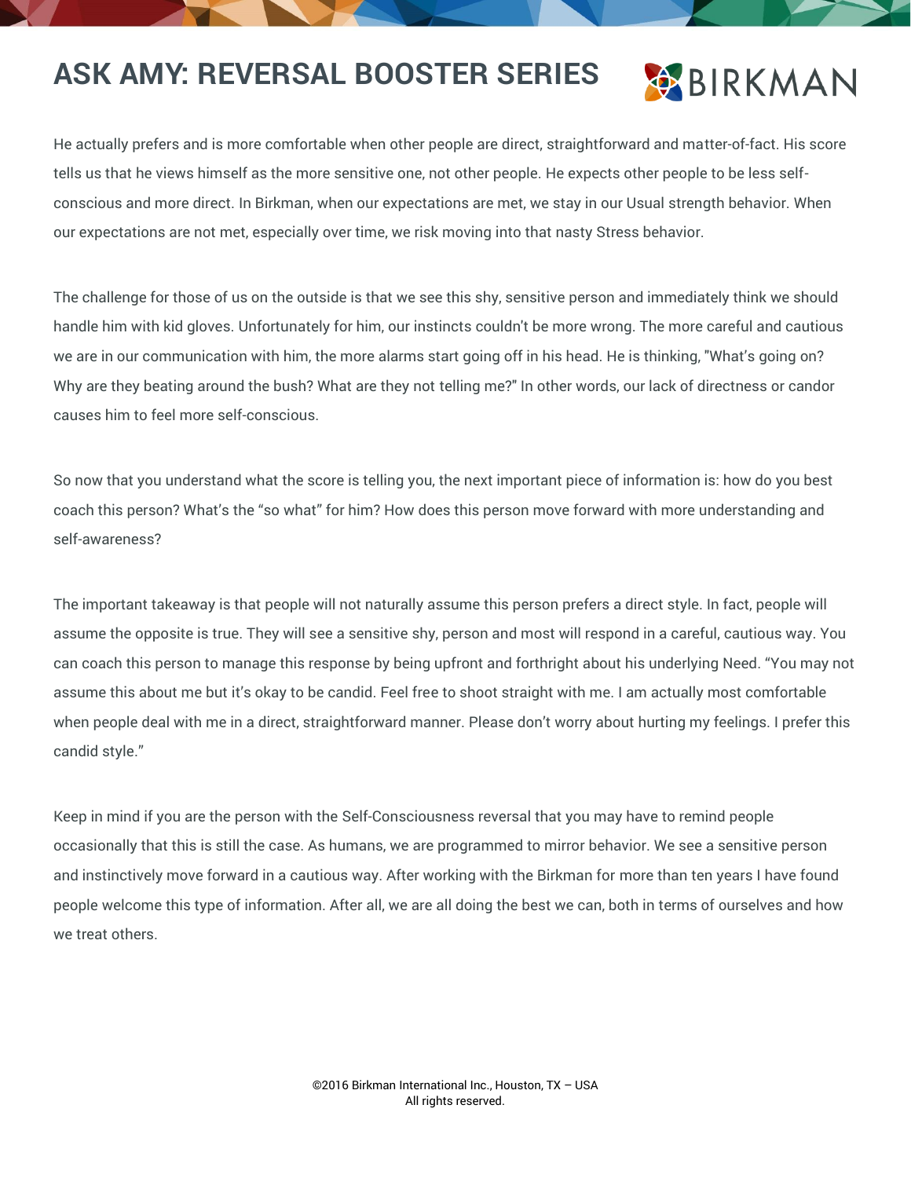He actually prefers and is more comfortable when other people are direct, straightforward and matter-of-fact. His score tells us that he views himself as the more sensitive one, not other people. He expects other people to be less self-conscious and more direct. In Birkman, when our expectations are met, we stay in our Usual strength behavior. When our expectations are not met, especially over time, we risk moving into that nasty Stress behavior.

The challenge for those of us on the outside is that we see this shy, sensitive person and immediately think we should handle him with kid gloves. Unfortunately for him, our instincts couldn't be more wrong. The more careful and cautious we are in our communication with him, the more alarms start going off in his head. He is thinking, "What's going on? Why are they beating around the bush? What are they not telling me?" In other words, our lack of directness or candor causes him to feel more self-conscious.

So now that you understand what the score is telling you, the next important piece of information is: how do you best coach this person? What's the "so what" for him? How does this person move forward with more understanding and self-awareness?

The important takeaway is that people will not naturally assume this person prefers a direct style. In fact, people will assume the opposite is true. They will see a sensitive shy, person and most will respond in a careful, cautious way. You can coach this person to manage this response by being upfront and forthright about his underlying Need. "You may not assume this about me but it's okay to be candid. Feel free to shoot straight with me. I am actually most comfortable when people deal with me in a direct, straightforward manner. Please don't worry about hurting my feelings. I prefer this candid style."

Keep in mind if you are the person with the Self-Consciousness reversal that you may have to remind people occasionally that this is still the case. As humans, we are programmed to mirror behavior. We see a sensitive person and instinctively move forward in a cautious way. After working with the Birkman for more than ten years I have found people welcome this type of information. After all, we are all doing the best we can, both in terms of ourselves and how we treat others.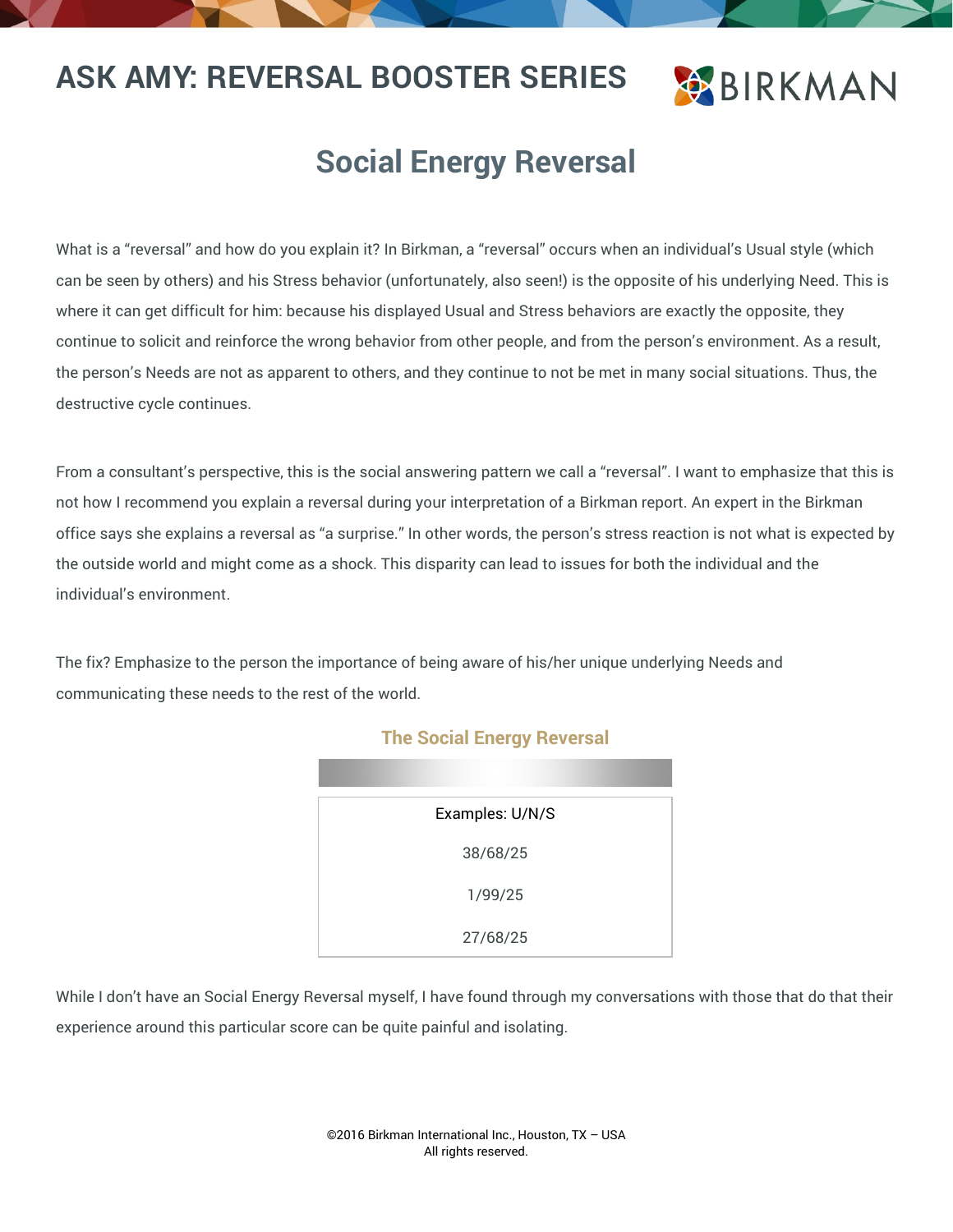# ASK AMY: REVERSAL BOOSTER SERIES

## Social Energy Reversal

What is a "reversal" and how do you explain it? In Birkman, a "reversal" occurs when an individual's Usual style (which can be seen by others) and his Stress behavior (unfortunately, also seen!) is the opposite of his underlying Need. This is where it can get difficult for him: because his displayed Usual and Stress behaviors are exactly the opposite, they continue to solicit and reinforce the wrong behavior from other people, and from the person's environment. As a result, the person's Needs are not as apparent to others, and they continue to not be met in many social situations. Thus, the destructive cycle continues.

From a consultant's perspective, this is the social answering pattern we call a "reversal". I want to emphasize that this is not how I recommend you explain a reversal during your interpretation of a Birkman report. An expert in the Birkman office says she explains a reversal as "a surprise." In other words, the person's stress reaction is not what is expected by the outside world and might come as a shock. This disparity can lead to issues for both the individual and the individual's environment.

The fix? Emphasize to the person the importance of being aware of his/her unique underlying Needs and communicating these needs to the rest of the world.

### The Social Energy Reversal

| Examples: U/N/S |
|---|
| 38/68/25 |
| 1/99/25 |
| 27/68/25 |

While I don't have an Social Energy Reversal myself, I have found through my conversations with those that do that their experience around this particular score can be quite painful and isolating.

©2016 Birkman International Inc., Houston, TX – USA
All rights reserved.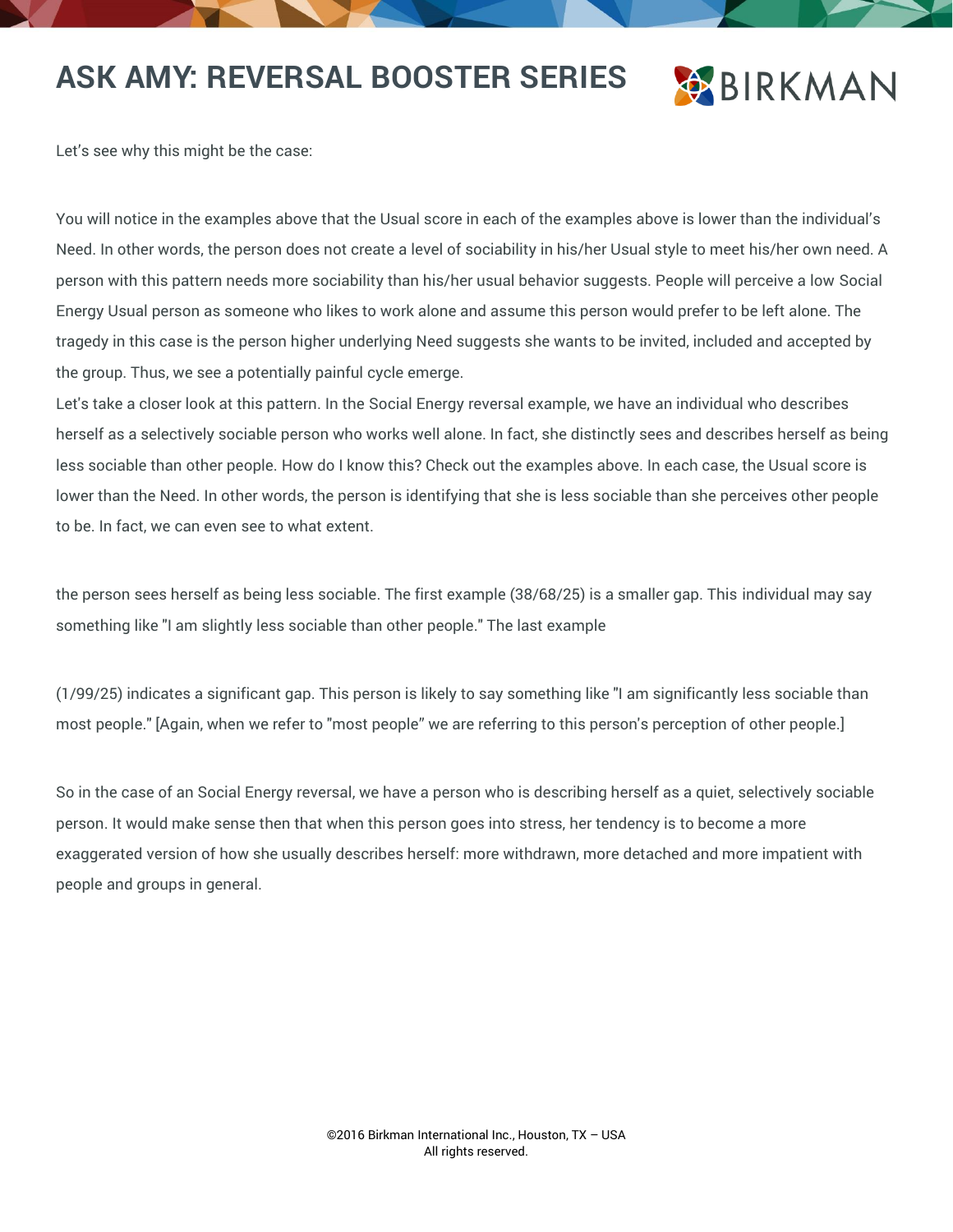Let's see why this might be the case:

You will notice in the examples above that the Usual score in each of the examples above is lower than the individual's Need. In other words, the person does not create a level of sociability in his/her Usual style to meet his/her own need. A person with this pattern needs more sociability than his/her usual behavior suggests. People will perceive a low Social Energy Usual person as someone who likes to work alone and assume this person would prefer to be left alone. The tragedy in this case is the person higher underlying Need suggests she wants to be invited, included and accepted by the group. Thus, we see a potentially painful cycle emerge.

Let's take a closer look at this pattern. In the Social Energy reversal example, we have an individual who describes herself as a selectively sociable person who works well alone. In fact, she distinctly sees and describes herself as being less sociable than other people. How do I know this? Check out the examples above. In each case, the Usual score is lower than the Need. In other words, the person is identifying that she is less sociable than she perceives other people to be. In fact, we can even see to what extent.

the person sees herself as being less sociable. The first example (38/68/25) is a smaller gap. This individual may say something like "I am slightly less sociable than other people." The last example

(1/99/25) indicates a significant gap. This person is likely to say something like "I am significantly less sociable than most people." [Again, when we refer to "most people" we are referring to this person's perception of other people.]

So in the case of an Social Energy reversal, we have a person who is describing herself as a quiet, selectively sociable person. It would make sense then that when this person goes into stress, her tendency is to become a more exaggerated version of how she usually describes herself: more withdrawn, more detached and more impatient with people and groups in general.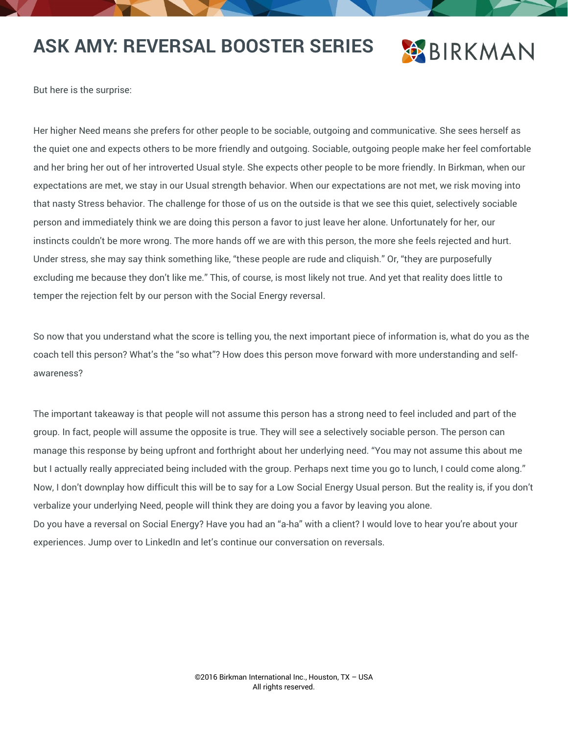But here is the surprise:

Her higher Need means she prefers for other people to be sociable, outgoing and communicative. She sees herself as the quiet one and expects others to be more friendly and outgoing. Sociable, outgoing people make her feel comfortable and her bring her out of her introverted Usual style. She expects other people to be more friendly. In Birkman, when our expectations are met, we stay in our Usual strength behavior. When our expectations are not met, we risk moving into that nasty Stress behavior. The challenge for those of us on the outside is that we see this quiet, selectively sociable person and immediately think we are doing this person a favor to just leave her alone. Unfortunately for her, our instincts couldn't be more wrong. The more hands off we are with this person, the more she feels rejected and hurt. Under stress, she may say think something like, "these people are rude and cliquish." Or, "they are purposefully excluding me because they don't like me." This, of course, is most likely not true. And yet that reality does little to temper the rejection felt by our person with the Social Energy reversal.

So now that you understand what the score is telling you, the next important piece of information is, what do you as the coach tell this person? What's the "so what"? How does this person move forward with more understanding and self-awareness?

The important takeaway is that people will not assume this person has a strong need to feel included and part of the group. In fact, people will assume the opposite is true. They will see a selectively sociable person. The person can manage this response by being upfront and forthright about her underlying need. "You may not assume this about me but I actually really appreciated being included with the group. Perhaps next time you go to lunch, I could come along." Now, I don't downplay how difficult this will be to say for a Low Social Energy Usual person. But the reality is, if you don't verbalize your underlying Need, people will think they are doing you a favor by leaving you alone.

Do you have a reversal on Social Energy? Have you had an "a-ha" with a client? I would love to hear you're about your experiences. Jump over to LinkedIn and let's continue our conversation on reversals.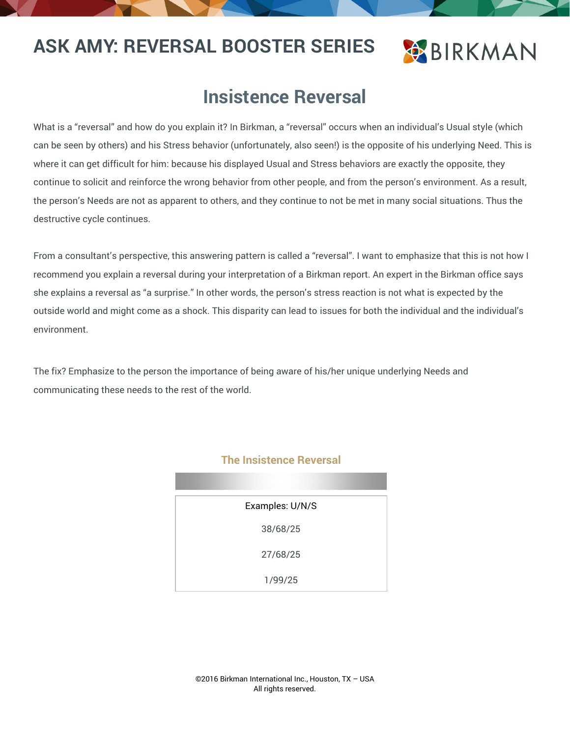# ASK AMY: REVERSAL BOOSTER SERIES

## Insistence Reversal

What is a "reversal" and how do you explain it? In Birkman, a "reversal" occurs when an individual's Usual style (which can be seen by others) and his Stress behavior (unfortunately, also seen!) is the opposite of his underlying Need. This is where it can get difficult for him: because his displayed Usual and Stress behaviors are exactly the opposite, they continue to solicit and reinforce the wrong behavior from other people, and from the person's environment. As a result, the person's Needs are not as apparent to others, and they continue to not be met in many social situations. Thus the destructive cycle continues.

From a consultant's perspective, this answering pattern is called a "reversal". I want to emphasize that this is not how I recommend you explain a reversal during your interpretation of a Birkman report. An expert in the Birkman office says she explains a reversal as "a surprise." In other words, the person's stress reaction is not what is expected by the outside world and might come as a shock. This disparity can lead to issues for both the individual and the individual's environment.

The fix? Emphasize to the person the importance of being aware of his/her unique underlying Needs and communicating these needs to the rest of the world.

### The Insistence Reversal

| Examples: U/N/S |
| --- |
| 38/68/25 |
| 27/68/25 |
| 1/99/25 |

©2016 Birkman International Inc., Houston, TX – USA
All rights reserved.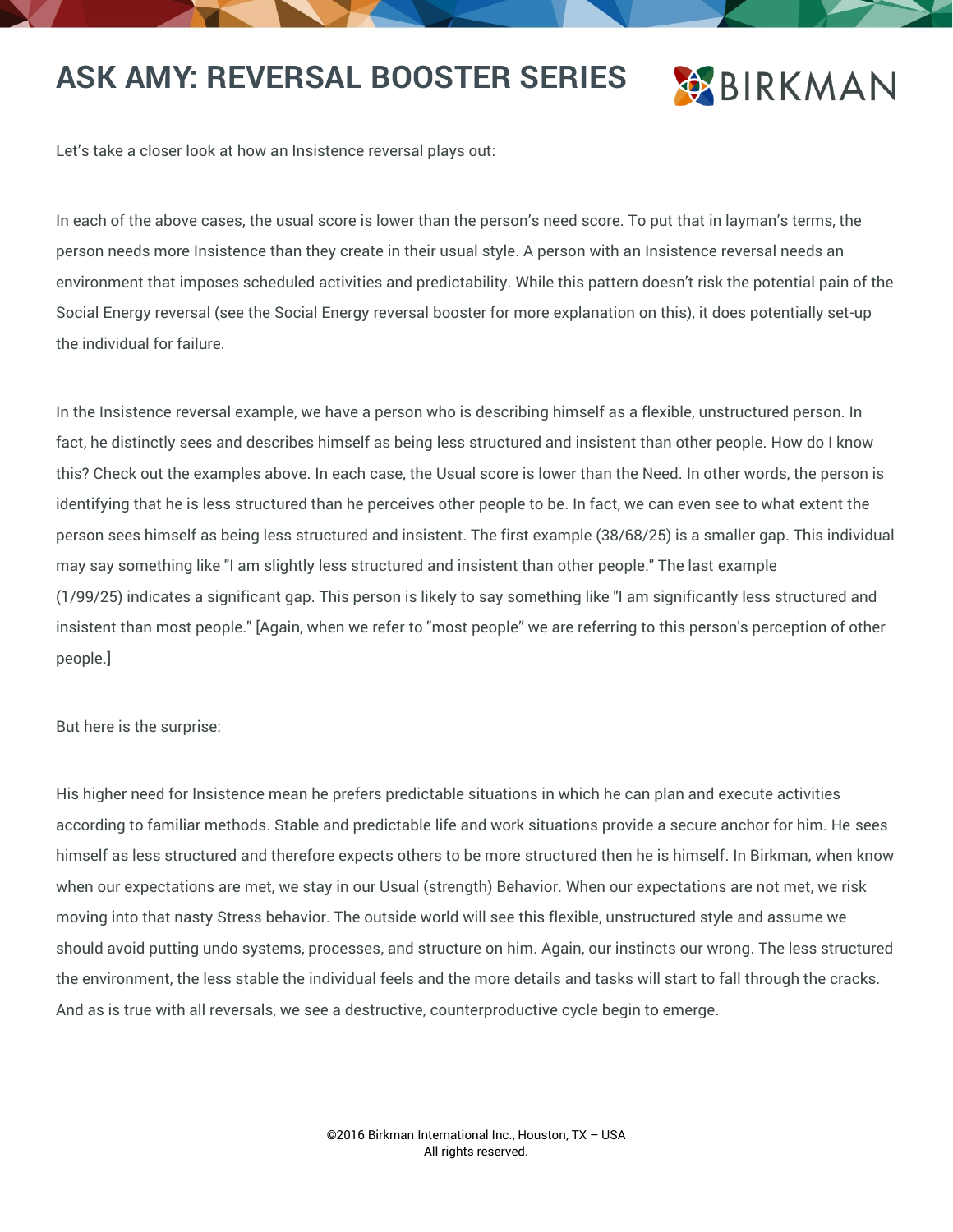# ASK AMY: REVERSAL BOOSTER SERIES

Let's take a closer look at how an Insistence reversal plays out:

In each of the above cases, the usual score is lower than the person's need score. To put that in layman's terms, the person needs more Insistence than they create in their usual style. A person with an Insistence reversal needs an environment that imposes scheduled activities and predictability. While this pattern doesn't risk the potential pain of the Social Energy reversal (see the Social Energy reversal booster for more explanation on this), it does potentially set-up the individual for failure.

In the Insistence reversal example, we have a person who is describing himself as a flexible, unstructured person. In fact, he distinctly sees and describes himself as being less structured and insistent than other people. How do I know this? Check out the examples above. In each case, the Usual score is lower than the Need. In other words, the person is identifying that he is less structured than he perceives other people to be. In fact, we can even see to what extent the person sees himself as being less structured and insistent. The first example (38/68/25) is a smaller gap. This individual may say something like "I am slightly less structured and insistent than other people." The last example (1/99/25) indicates a significant gap. This person is likely to say something like "I am significantly less structured and insistent than most people." [Again, when we refer to "most people" we are referring to this person's perception of other people.]

But here is the surprise:

His higher need for Insistence mean he prefers predictable situations in which he can plan and execute activities according to familiar methods. Stable and predictable life and work situations provide a secure anchor for him. He sees himself as less structured and therefore expects others to be more structured then he is himself. In Birkman, when know when our expectations are met, we stay in our Usual (strength) Behavior. When our expectations are not met, we risk moving into that nasty Stress behavior. The outside world will see this flexible, unstructured style and assume we should avoid putting undo systems, processes, and structure on him. Again, our instincts our wrong. The less structured the environment, the less stable the individual feels and the more details and tasks will start to fall through the cracks. And as is true with all reversals, we see a destructive, counterproductive cycle begin to emerge.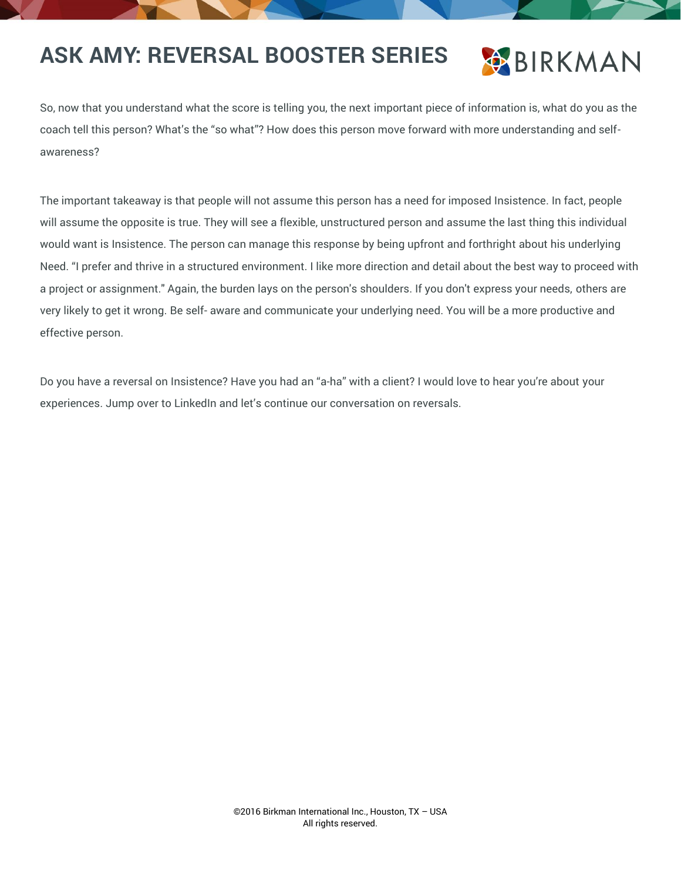So, now that you understand what the score is telling you, the next important piece of information is, what do you as the coach tell this person? What's the "so what"? How does this person move forward with more understanding and self-awareness?

The important takeaway is that people will not assume this person has a need for imposed Insistence. In fact, people will assume the opposite is true. They will see a flexible, unstructured person and assume the last thing this individual would want is Insistence. The person can manage this response by being upfront and forthright about his underlying Need. "I prefer and thrive in a structured environment. I like more direction and detail about the best way to proceed with a project or assignment." Again, the burden lays on the person's shoulders. If you don't express your needs, others are very likely to get it wrong. Be self- aware and communicate your underlying need. You will be a more productive and effective person.

Do you have a reversal on Insistence? Have you had an "a-ha" with a client? I would love to hear you're about your experiences. Jump over to LinkedIn and let's continue our conversation on reversals.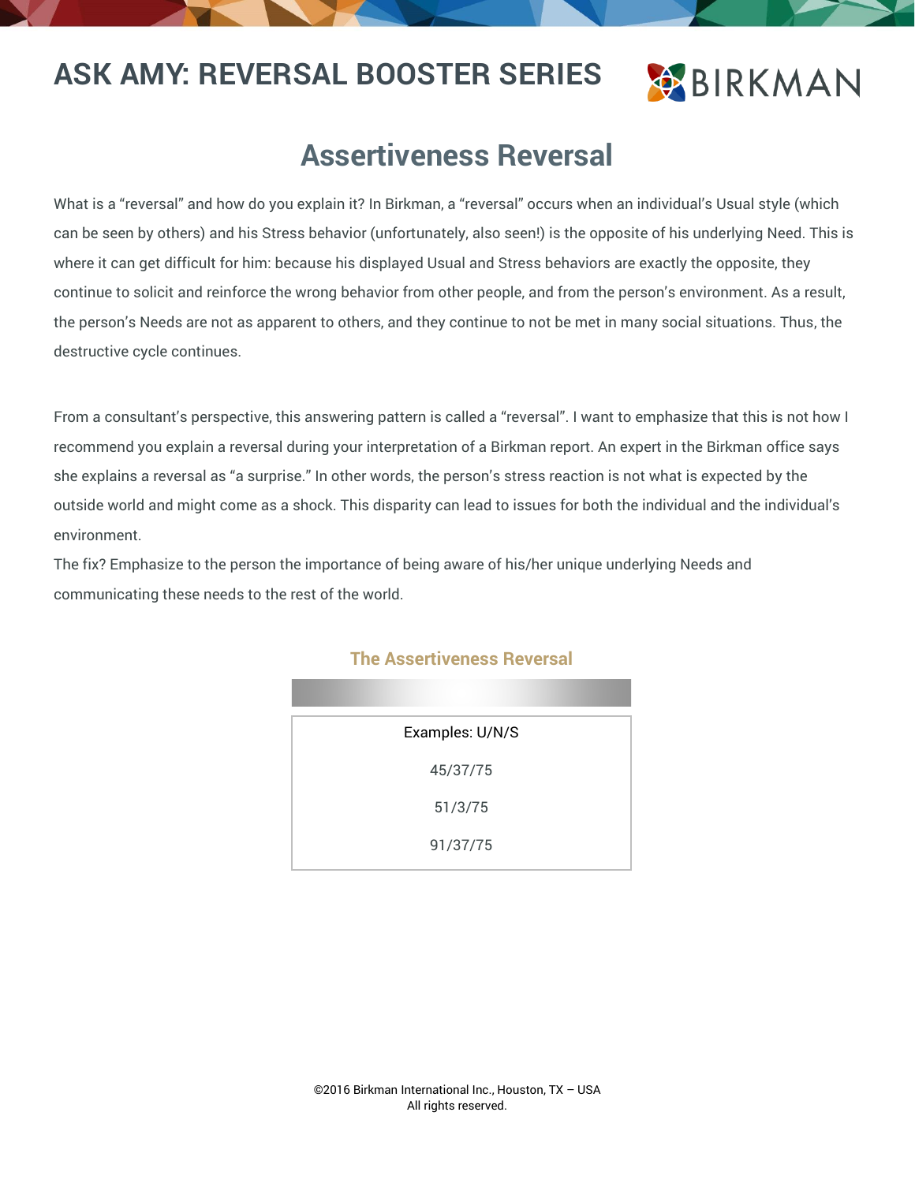## ASK AMY: REVERSAL BOOSTER SERIES

# Assertiveness Reversal

What is a “reversal” and how do you explain it? In Birkman, a “reversal” occurs when an individual’s Usual style (which can be seen by others) and his Stress behavior (unfortunately, also seen!) is the opposite of his underlying Need. This is where it can get difficult for him: because his displayed Usual and Stress behaviors are exactly the opposite, they continue to solicit and reinforce the wrong behavior from other people, and from the person’s environment. As a result, the person’s Needs are not as apparent to others, and they continue to not be met in many social situations. Thus, the destructive cycle continues.

From a consultant’s perspective, this answering pattern is called a “reversal”. I want to emphasize that this is not how I recommend you explain a reversal during your interpretation of a Birkman report. An expert in the Birkman office says she explains a reversal as “a surprise.” In other words, the person’s stress reaction is not what is expected by the outside world and might come as a shock. This disparity can lead to issues for both the individual and the individual’s environment.

The fix? Emphasize to the person the importance of being aware of his/her unique underlying Needs and communicating these needs to the rest of the world.

### The Assertiveness Reversal

| Examples: U/N/S |
|---|
| 45/37/75 |
| 51/3/75 |
| 91/37/75 |

©2016 Birkman International Inc., Houston, TX – USA
All rights reserved.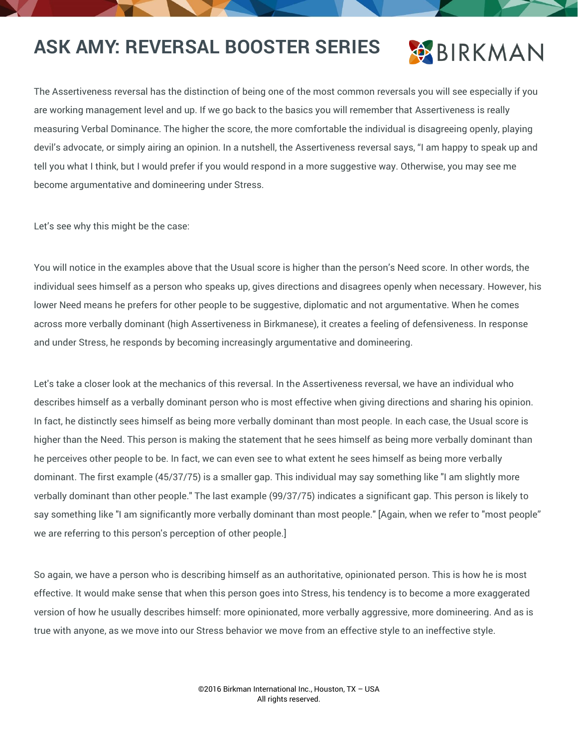# ASK AMY: REVERSAL BOOSTER SERIES

The Assertiveness reversal has the distinction of being one of the most common reversals you will see especially if you are working management level and up. If we go back to the basics you will remember that Assertiveness is really measuring Verbal Dominance. The higher the score, the more comfortable the individual is disagreeing openly, playing devil's advocate, or simply airing an opinion. In a nutshell, the Assertiveness reversal says, "I am happy to speak up and tell you what I think, but I would prefer if you would respond in a more suggestive way. Otherwise, you may see me become argumentative and domineering under Stress.

Let's see why this might be the case:

You will notice in the examples above that the Usual score is higher than the person's Need score. In other words, the individual sees himself as a person who speaks up, gives directions and disagrees openly when necessary. However, his lower Need means he prefers for other people to be suggestive, diplomatic and not argumentative. When he comes across more verbally dominant (high Assertiveness in Birkmanese), it creates a feeling of defensiveness. In response and under Stress, he responds by becoming increasingly argumentative and domineering.

Let's take a closer look at the mechanics of this reversal. In the Assertiveness reversal, we have an individual who describes himself as a verbally dominant person who is most effective when giving directions and sharing his opinion. In fact, he distinctly sees himself as being more verbally dominant than most people. In each case, the Usual score is higher than the Need. This person is making the statement that he sees himself as being more verbally dominant than he perceives other people to be. In fact, we can even see to what extent he sees himself as being more verbally dominant. The first example (45/37/75) is a smaller gap. This individual may say something like "I am slightly more verbally dominant than other people." The last example (99/37/75) indicates a significant gap. This person is likely to say something like "I am significantly more verbally dominant than most people." [Again, when we refer to "most people" we are referring to this person's perception of other people.]

So again, we have a person who is describing himself as an authoritative, opinionated person. This is how he is most effective. It would make sense that when this person goes into Stress, his tendency is to become a more exaggerated version of how he usually describes himself: more opinionated, more verbally aggressive, more domineering. And as is true with anyone, as we move into our Stress behavior we move from an effective style to an ineffective style.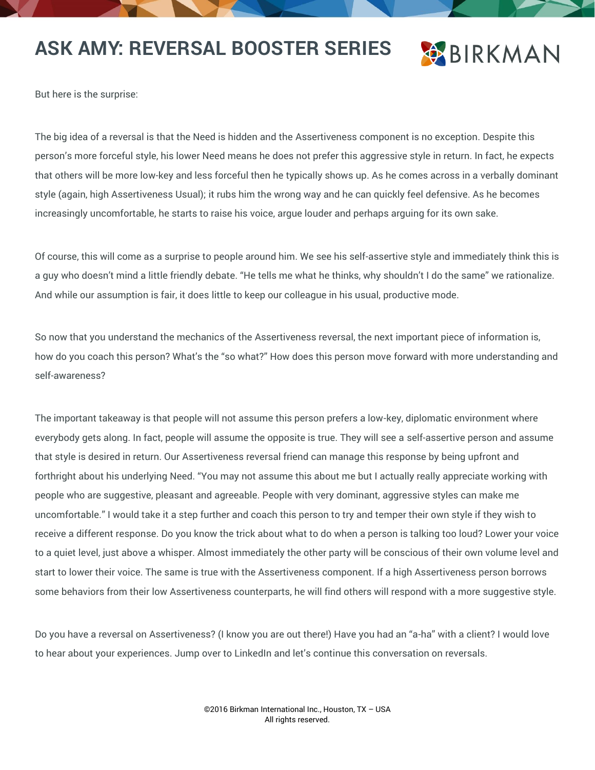But here is the surprise:

The big idea of a reversal is that the Need is hidden and the Assertiveness component is no exception. Despite this person's more forceful style, his lower Need means he does not prefer this aggressive style in return. In fact, he expects that others will be more low-key and less forceful then he typically shows up. As he comes across in a verbally dominant style (again, high Assertiveness Usual); it rubs him the wrong way and he can quickly feel defensive. As he becomes increasingly uncomfortable, he starts to raise his voice, argue louder and perhaps arguing for its own sake.

Of course, this will come as a surprise to people around him. We see his self-assertive style and immediately think this is a guy who doesn't mind a little friendly debate. "He tells me what he thinks, why shouldn't I do the same" we rationalize. And while our assumption is fair, it does little to keep our colleague in his usual, productive mode.

So now that you understand the mechanics of the Assertiveness reversal, the next important piece of information is, how do you coach this person? What's the "so what?" How does this person move forward with more understanding and self-awareness?

The important takeaway is that people will not assume this person prefers a low-key, diplomatic environment where everybody gets along. In fact, people will assume the opposite is true. They will see a self-assertive person and assume that style is desired in return. Our Assertiveness reversal friend can manage this response by being upfront and forthright about his underlying Need. "You may not assume this about me but I actually really appreciate working with people who are suggestive, pleasant and agreeable. People with very dominant, aggressive styles can make me uncomfortable." I would take it a step further and coach this person to try and temper their own style if they wish to receive a different response. Do you know the trick about what to do when a person is talking too loud? Lower your voice to a quiet level, just above a whisper. Almost immediately the other party will be conscious of their own volume level and start to lower their voice. The same is true with the Assertiveness component. If a high Assertiveness person borrows some behaviors from their low Assertiveness counterparts, he will find others will respond with a more suggestive style.

Do you have a reversal on Assertiveness? (I know you are out there!) Have you had an "a-ha" with a client? I would love to hear about your experiences. Jump over to LinkedIn and let's continue this conversation on reversals.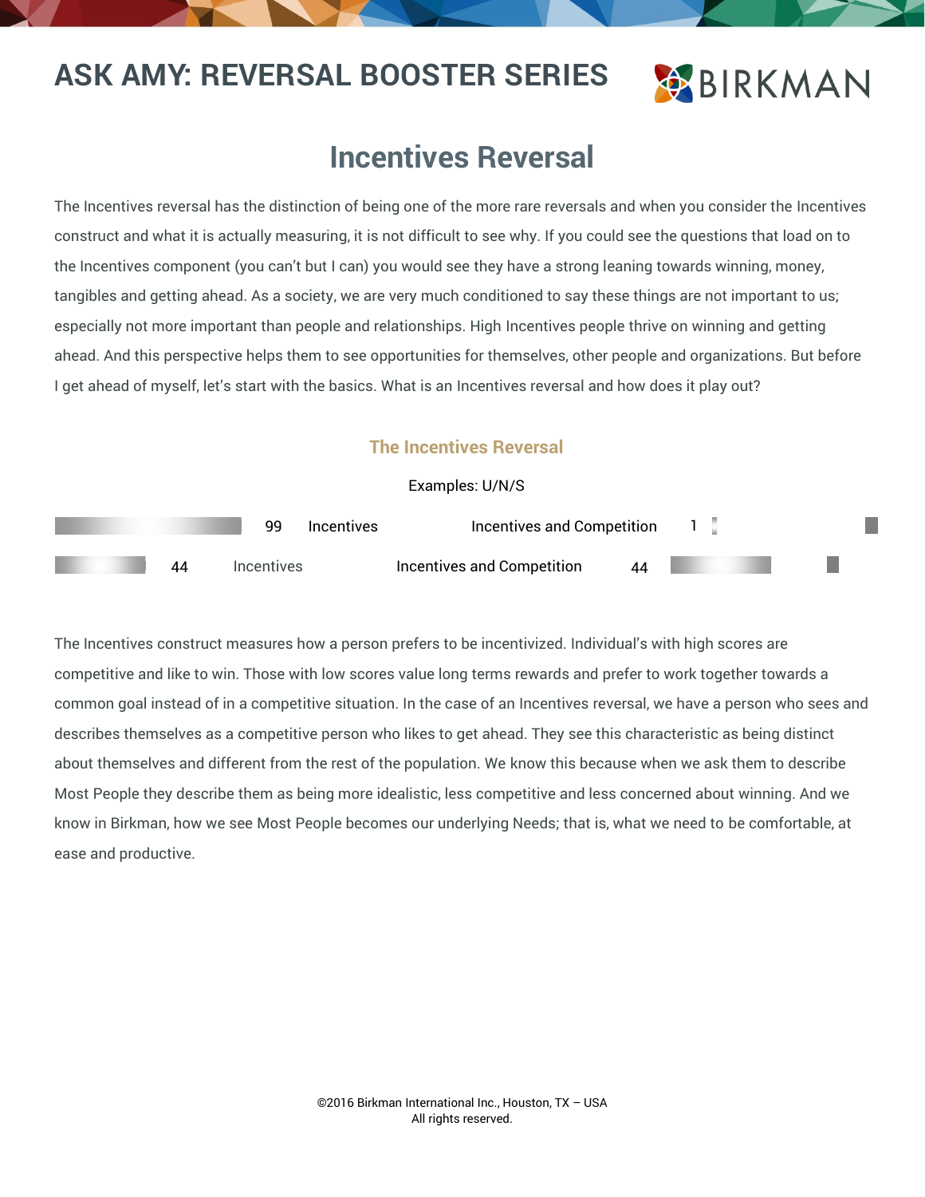## ASK AMY: REVERSAL BOOSTER SERIES

# Incentives Reversal

The Incentives reversal has the distinction of being one of the more rare reversals and when you consider the Incentives construct and what it is actually measuring, it is not difficult to see why. If you could see the questions that load on to the Incentives component (you can't but I can) you would see they have a strong leaning towards winning, money, tangibles and getting ahead. As a society, we are very much conditioned to say these things are not important to us; especially not more important than people and relationships. High Incentives people thrive on winning and getting ahead. And this perspective helps them to see opportunities for themselves, other people and organizations. But before I get ahead of myself, let's start with the basics. What is an Incentives reversal and how does it play out?

### The Incentives Reversal

Examples: U/N/S

| | | | |
|---|---|---|---|
| 99 | Incentives | Incentives and Competition | 1 |
| 44 | Incentives | Incentives and Competition | 44 |

The Incentives construct measures how a person prefers to be incentivized. Individual's with high scores are competitive and like to win. Those with low scores value long terms rewards and prefer to work together towards a common goal instead of in a competitive situation. In the case of an Incentives reversal, we have a person who sees and describes themselves as a competitive person who likes to get ahead. They see this characteristic as being distinct about themselves and different from the rest of the population. We know this because when we ask them to describe Most People they describe them as being more idealistic, less competitive and less concerned about winning. And we know in Birkman, how we see Most People becomes our underlying Needs; that is, what we need to be comfortable, at ease and productive.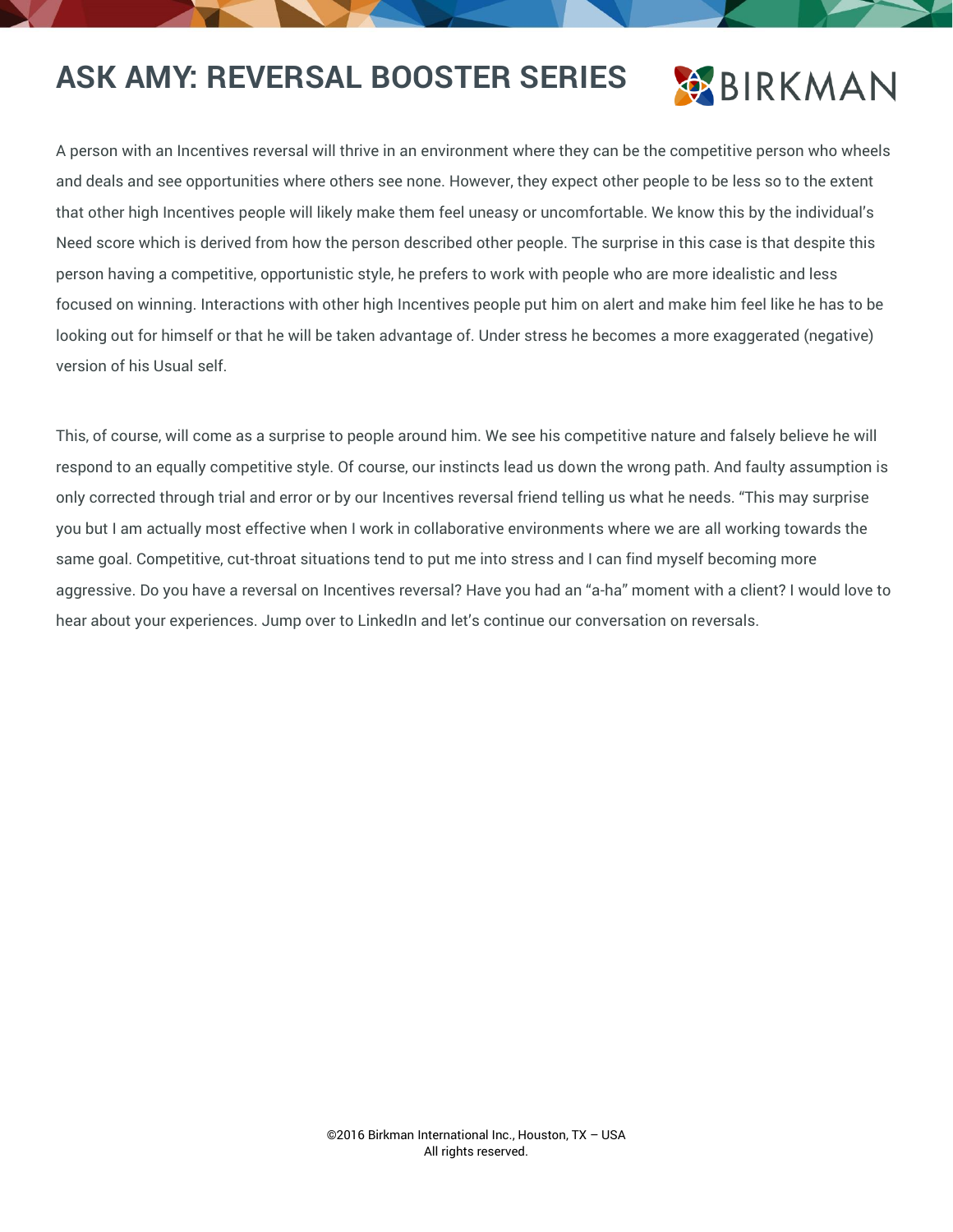# ASK AMY: REVERSAL BOOSTER SERIES

A person with an Incentives reversal will thrive in an environment where they can be the competitive person who wheels and deals and see opportunities where others see none. However, they expect other people to be less so to the extent that other high Incentives people will likely make them feel uneasy or uncomfortable. We know this by the individual's Need score which is derived from how the person described other people. The surprise in this case is that despite this person having a competitive, opportunistic style, he prefers to work with people who are more idealistic and less focused on winning. Interactions with other high Incentives people put him on alert and make him feel like he has to be looking out for himself or that he will be taken advantage of. Under stress he becomes a more exaggerated (negative) version of his Usual self.

This, of course, will come as a surprise to people around him. We see his competitive nature and falsely believe he will respond to an equally competitive style. Of course, our instincts lead us down the wrong path. And faulty assumption is only corrected through trial and error or by our Incentives reversal friend telling us what he needs. "This may surprise you but I am actually most effective when I work in collaborative environments where we are all working towards the same goal. Competitive, cut-throat situations tend to put me into stress and I can find myself becoming more aggressive. Do you have a reversal on Incentives reversal? Have you had an "a-ha" moment with a client? I would love to hear about your experiences. Jump over to LinkedIn and let's continue our conversation on reversals.

©2016 Birkman International Inc., Houston, TX – USA
All rights reserved.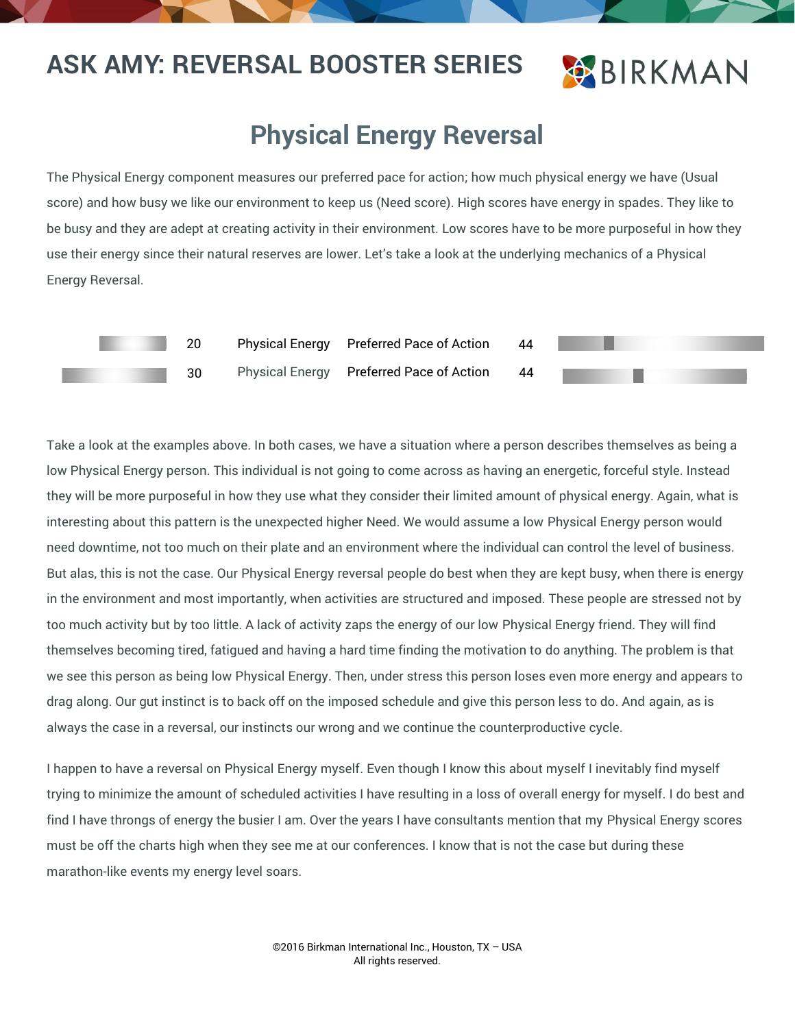# ASK AMY: REVERSAL BOOSTER SERIES

## Physical Energy Reversal

The Physical Energy component measures our preferred pace for action; how much physical energy we have (Usual score) and how busy we like our environment to keep us (Need score). High scores have energy in spades. They like to be busy and they are adept at creating activity in their environment. Low scores have to be more purposeful in how they use their energy since their natural reserves are lower. Let's take a look at the underlying mechanics of a Physical Energy Reversal.

| | | | |
|---|---|---|---|
| 20 | Physical Energy | Preferred Pace of Action | 44 |
| 30 | Physical Energy | Preferred Pace of Action | 44 |

Take a look at the examples above. In both cases, we have a situation where a person describes themselves as being a low Physical Energy person. This individual is not going to come across as having an energetic, forceful style. Instead they will be more purposeful in how they use what they consider their limited amount of physical energy. Again, what is interesting about this pattern is the unexpected higher Need. We would assume a low Physical Energy person would need downtime, not too much on their plate and an environment where the individual can control the level of business. But alas, this is not the case. Our Physical Energy reversal people do best when they are kept busy, when there is energy in the environment and most importantly, when activities are structured and imposed. These people are stressed not by too much activity but by too little. A lack of activity zaps the energy of our low Physical Energy friend. They will find themselves becoming tired, fatigued and having a hard time finding the motivation to do anything. The problem is that we see this person as being low Physical Energy. Then, under stress this person loses even more energy and appears to drag along. Our gut instinct is to back off on the imposed schedule and give this person less to do. And again, as is always the case in a reversal, our instincts our wrong and we continue the counterproductive cycle.

I happen to have a reversal on Physical Energy myself. Even though I know this about myself I inevitably find myself trying to minimize the amount of scheduled activities I have resulting in a loss of overall energy for myself. I do best and find I have throngs of energy the busier I am. Over the years I have consultants mention that my Physical Energy scores must be off the charts high when they see me at our conferences. I know that is not the case but during these marathon-like events my energy level soars.

©2016 Birkman International Inc., Houston, TX – USA
All rights reserved.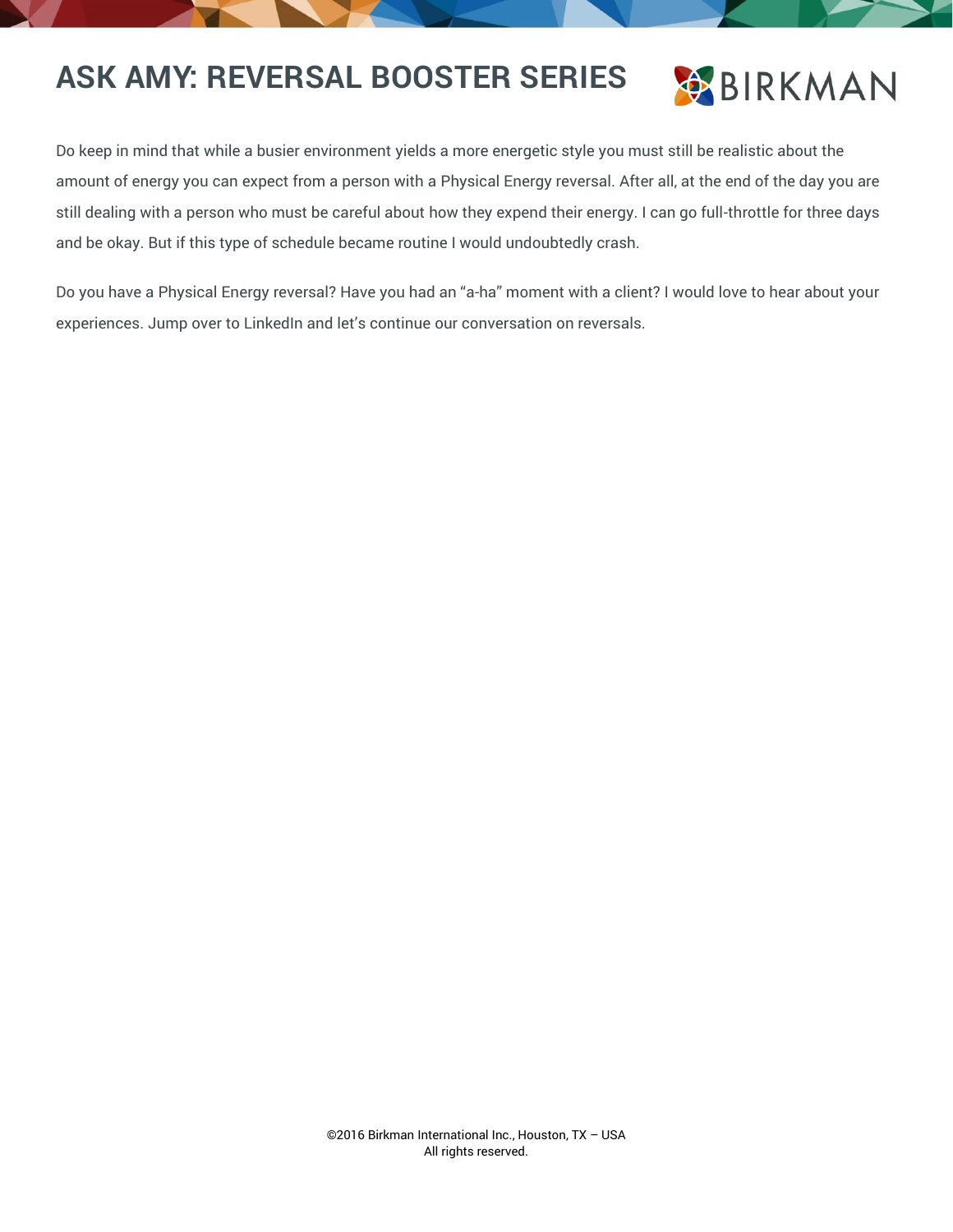Do keep in mind that while a busier environment yields a more energetic style you must still be realistic about the amount of energy you can expect from a person with a Physical Energy reversal. After all, at the end of the day you are still dealing with a person who must be careful about how they expend their energy. I can go full-throttle for three days and be okay. But if this type of schedule became routine I would undoubtedly crash.

Do you have a Physical Energy reversal? Have you had an "a-ha" moment with a client? I would love to hear about your experiences. Jump over to LinkedIn and let's continue our conversation on reversals.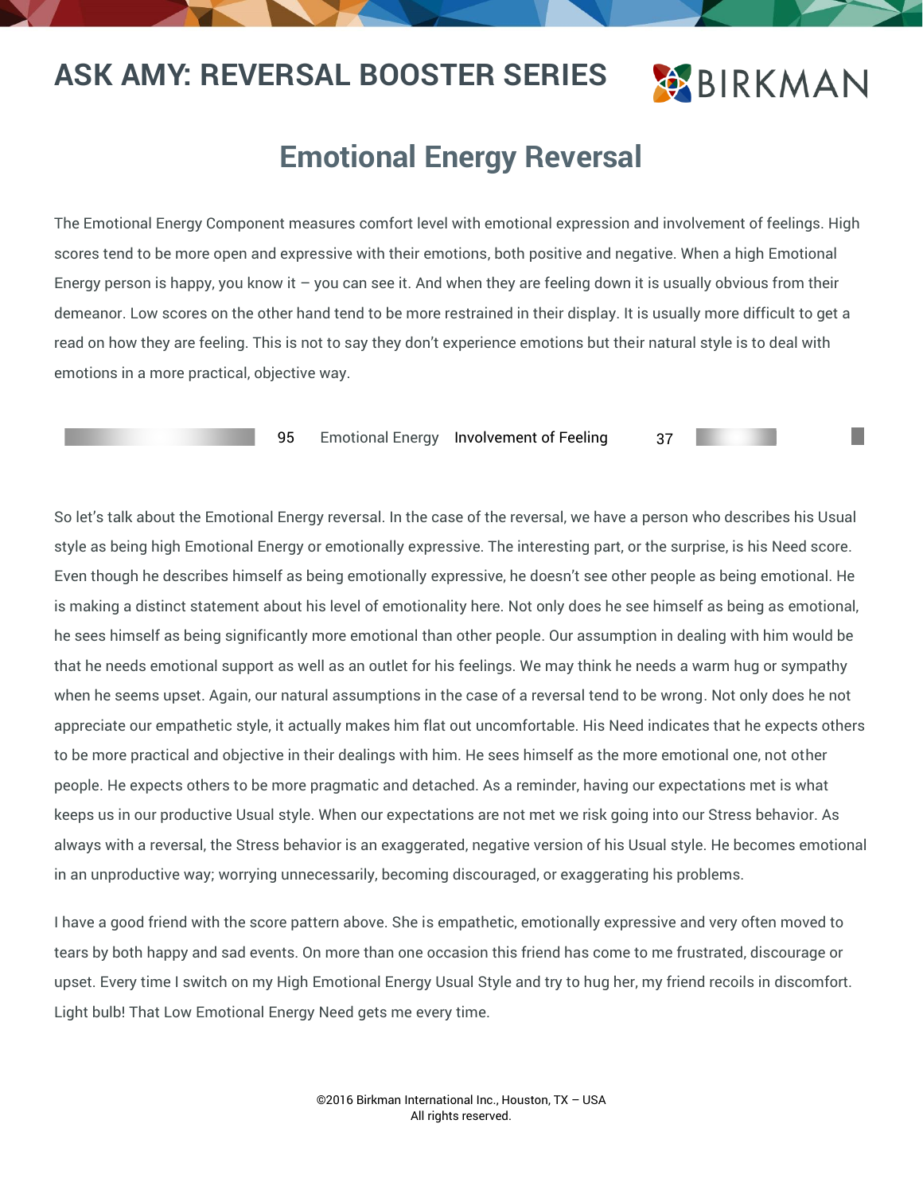# ASK AMY: REVERSAL BOOSTER SERIES

## Emotional Energy Reversal

The Emotional Energy Component measures comfort level with emotional expression and involvement of feelings. High scores tend to be more open and expressive with their emotions, both positive and negative. When a high Emotional Energy person is happy, you know it – you can see it. And when they are feeling down it is usually obvious from their demeanor. Low scores on the other hand tend to be more restrained in their display. It is usually more difficult to get a read on how they are feeling. This is not to say they don't experience emotions but their natural style is to deal with emotions in a more practical, objective way.

| 95 | Emotional Energy | Involvement of Feeling | 37 |
|---|---|---|---|

So let's talk about the Emotional Energy reversal. In the case of the reversal, we have a person who describes his Usual style as being high Emotional Energy or emotionally expressive. The interesting part, or the surprise, is his Need score. Even though he describes himself as being emotionally expressive, he doesn't see other people as being emotional. He is making a distinct statement about his level of emotionality here. Not only does he see himself as being as emotional, he sees himself as being significantly more emotional than other people. Our assumption in dealing with him would be that he needs emotional support as well as an outlet for his feelings. We may think he needs a warm hug or sympathy when he seems upset. Again, our natural assumptions in the case of a reversal tend to be wrong. Not only does he not appreciate our empathetic style, it actually makes him flat out uncomfortable. His Need indicates that he expects others to be more practical and objective in their dealings with him. He sees himself as the more emotional one, not other people. He expects others to be more pragmatic and detached. As a reminder, having our expectations met is what keeps us in our productive Usual style. When our expectations are not met we risk going into our Stress behavior. As always with a reversal, the Stress behavior is an exaggerated, negative version of his Usual style. He becomes emotional in an unproductive way; worrying unnecessarily, becoming discouraged, or exaggerating his problems.

I have a good friend with the score pattern above. She is empathetic, emotionally expressive and very often moved to tears by both happy and sad events. On more than one occasion this friend has come to me frustrated, discourage or upset. Every time I switch on my High Emotional Energy Usual Style and try to hug her, my friend recoils in discomfort. Light bulb! That Low Emotional Energy Need gets me every time.

©2016 Birkman International Inc., Houston, TX – USA
All rights reserved.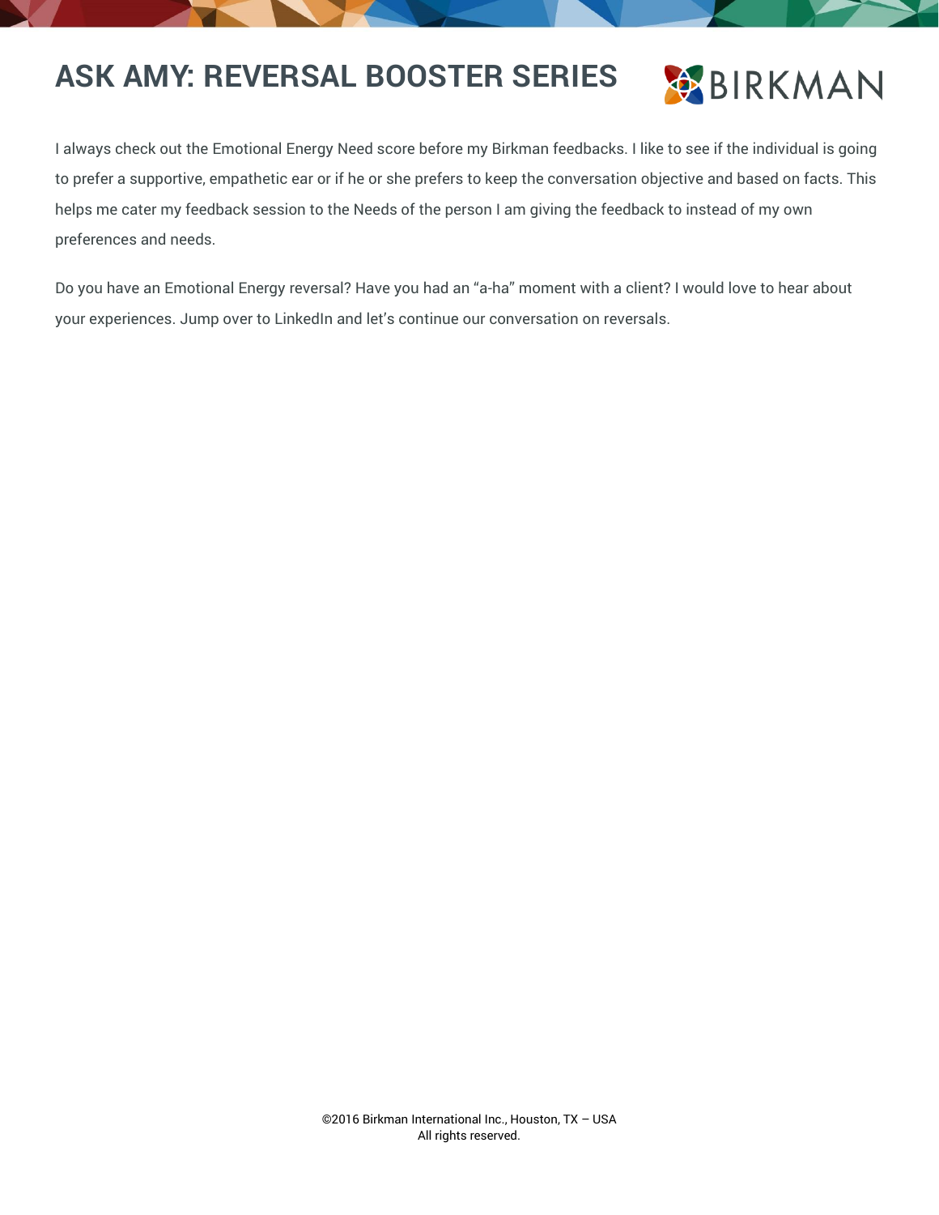# ASK AMY: REVERSAL BOOSTER SERIES

I always check out the Emotional Energy Need score before my Birkman feedbacks. I like to see if the individual is going to prefer a supportive, empathetic ear or if he or she prefers to keep the conversation objective and based on facts. This helps me cater my feedback session to the Needs of the person I am giving the feedback to instead of my own preferences and needs.

Do you have an Emotional Energy reversal? Have you had an “a-ha” moment with a client? I would love to hear about your experiences. Jump over to LinkedIn and let’s continue our conversation on reversals.

©2016 Birkman International Inc., Houston, TX – USA
All rights reserved.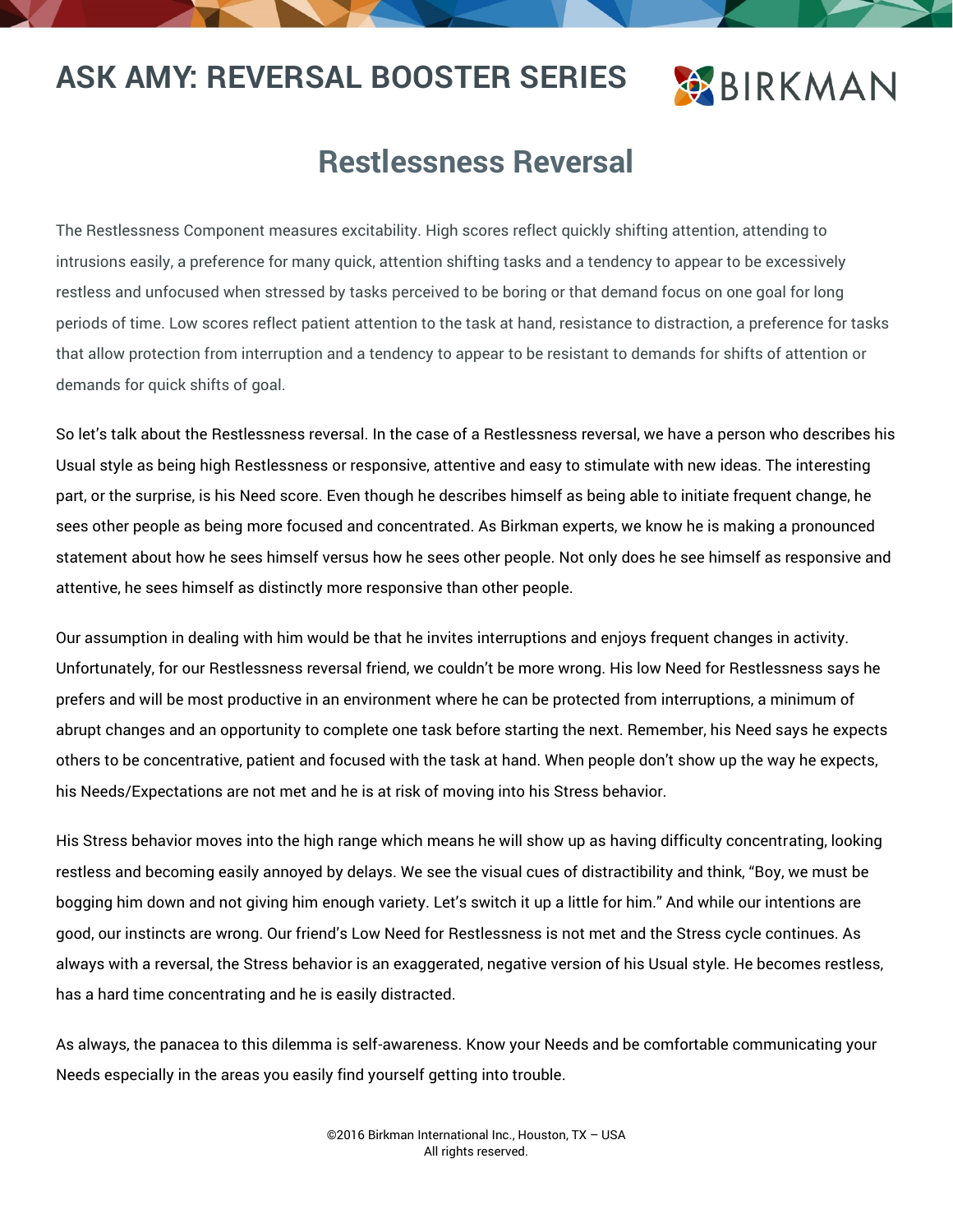# ASK AMY: REVERSAL BOOSTER SERIES

BIRKMAN

## Restlessness Reversal

The Restlessness Component measures excitability. High scores reflect quickly shifting attention, attending to intrusions easily, a preference for many quick, attention shifting tasks and a tendency to appear to be excessively restless and unfocused when stressed by tasks perceived to be boring or that demand focus on one goal for long periods of time. Low scores reflect patient attention to the task at hand, resistance to distraction, a preference for tasks that allow protection from interruption and a tendency to appear to be resistant to demands for shifts of attention or demands for quick shifts of goal.

So let's talk about the Restlessness reversal. In the case of a Restlessness reversal, we have a person who describes his Usual style as being high Restlessness or responsive, attentive and easy to stimulate with new ideas. The interesting part, or the surprise, is his Need score. Even though he describes himself as being able to initiate frequent change, he sees other people as being more focused and concentrated. As Birkman experts, we know he is making a pronounced statement about how he sees himself versus how he sees other people. Not only does he see himself as responsive and attentive, he sees himself as distinctly more responsive than other people.

Our assumption in dealing with him would be that he invites interruptions and enjoys frequent changes in activity. Unfortunately, for our Restlessness reversal friend, we couldn't be more wrong. His low Need for Restlessness says he prefers and will be most productive in an environment where he can be protected from interruptions, a minimum of abrupt changes and an opportunity to complete one task before starting the next. Remember, his Need says he expects others to be concentrative, patient and focused with the task at hand. When people don't show up the way he expects, his Needs/Expectations are not met and he is at risk of moving into his Stress behavior.

His Stress behavior moves into the high range which means he will show up as having difficulty concentrating, looking restless and becoming easily annoyed by delays. We see the visual cues of distractibility and think, "Boy, we must be bogging him down and not giving him enough variety. Let's switch it up a little for him." And while our intentions are good, our instincts are wrong. Our friend's Low Need for Restlessness is not met and the Stress cycle continues. As always with a reversal, the Stress behavior is an exaggerated, negative version of his Usual style. He becomes restless, has a hard time concentrating and he is easily distracted.

As always, the panacea to this dilemma is self-awareness. Know your Needs and be comfortable communicating your Needs especially in the areas you easily find yourself getting into trouble.

©2016 Birkman International Inc., Houston, TX – USA
All rights reserved.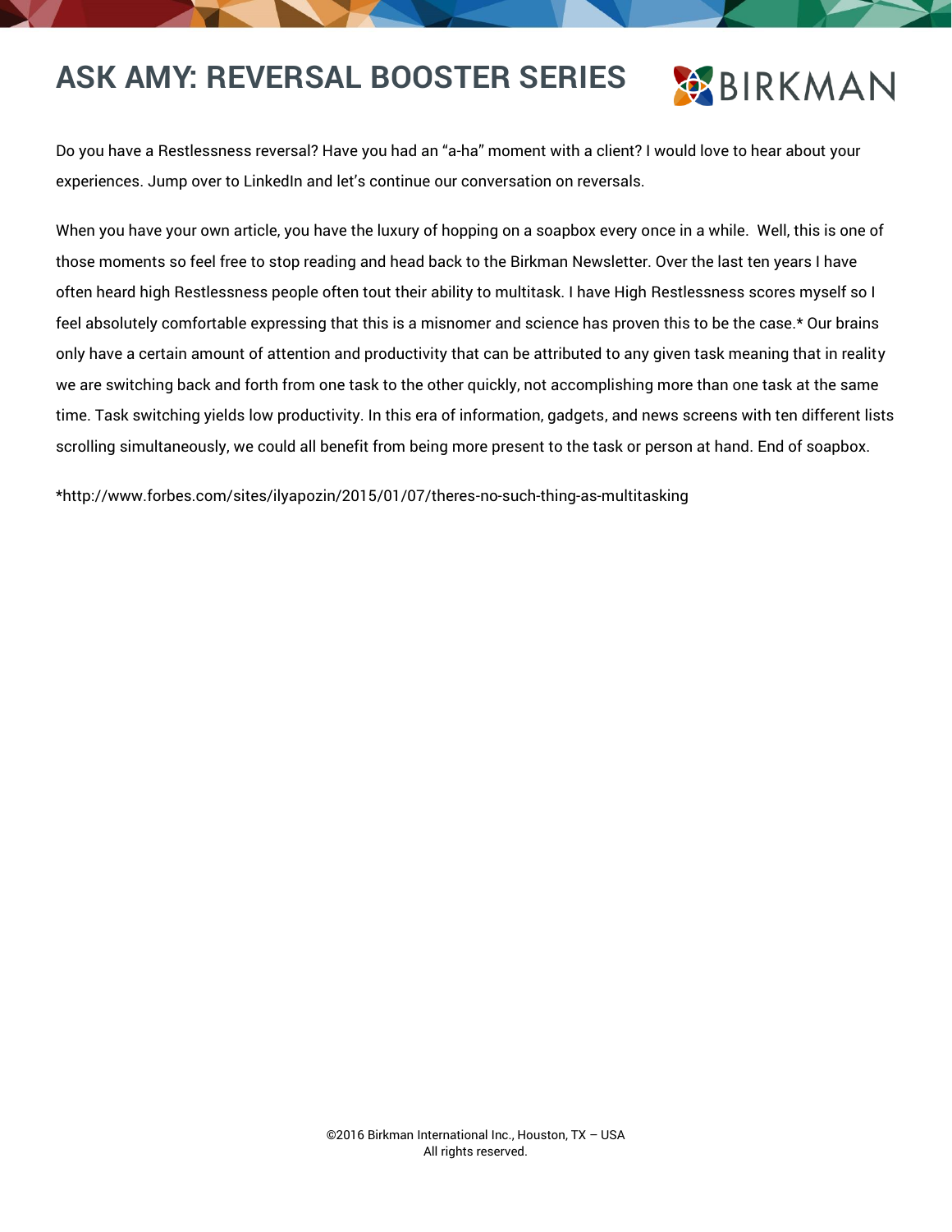# ASK AMY: REVERSAL BOOSTER SERIES

Do you have a Restlessness reversal? Have you had an "a-ha" moment with a client? I would love to hear about your experiences. Jump over to LinkedIn and let's continue our conversation on reversals.

When you have your own article, you have the luxury of hopping on a soapbox every once in a while. Well, this is one of those moments so feel free to stop reading and head back to the Birkman Newsletter. Over the last ten years I have often heard high Restlessness people often tout their ability to multitask. I have High Restlessness scores myself so I feel absolutely comfortable expressing that this is a misnomer and science has proven this to be the case.* Our brains only have a certain amount of attention and productivity that can be attributed to any given task meaning that in reality we are switching back and forth from one task to the other quickly, not accomplishing more than one task at the same time. Task switching yields low productivity. In this era of information, gadgets, and news screens with ten different lists scrolling simultaneously, we could all benefit from being more present to the task or person at hand. End of soapbox.

*http://www.forbes.com/sites/ilyapozin/2015/01/07/theres-no-such-thing-as-multitasking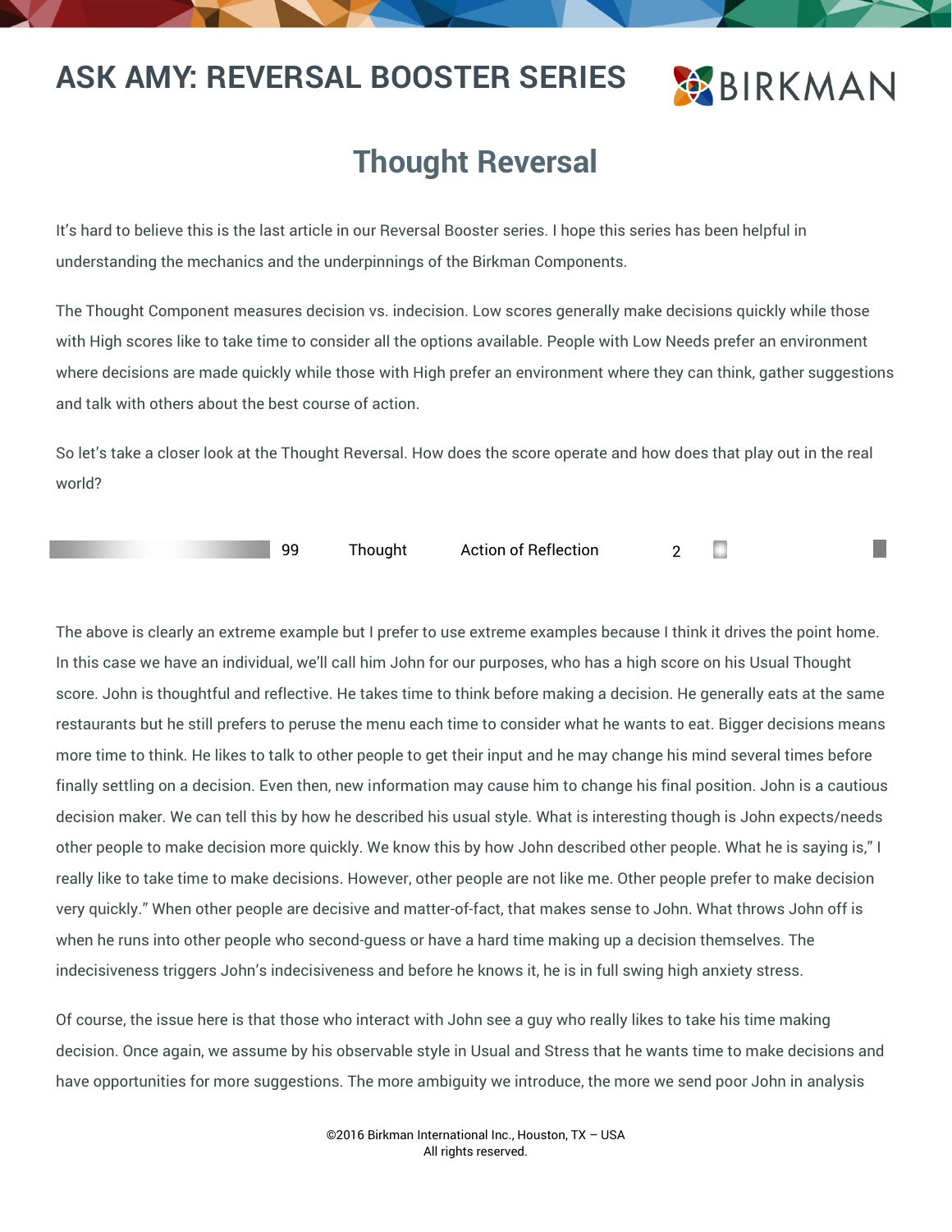# ASK AMY: REVERSAL BOOSTER SERIES

## Thought Reversal

It's hard to believe this is the last article in our Reversal Booster series. I hope this series has been helpful in understanding the mechanics and the underpinnings of the Birkman Components.

The Thought Component measures decision vs. indecision. Low scores generally make decisions quickly while those with High scores like to take time to consider all the options available. People with Low Needs prefer an environment where decisions are made quickly while those with High prefer an environment where they can think, gather suggestions and talk with others about the best course of action.

So let's take a closer look at the Thought Reversal. How does the score operate and how does that play out in the real world?

| 99 | Thought | Action of Reflection | 2 |
|---|---|---|---|

The above is clearly an extreme example but I prefer to use extreme examples because I think it drives the point home. In this case we have an individual, we'll call him John for our purposes, who has a high score on his Usual Thought score. John is thoughtful and reflective. He takes time to think before making a decision. He generally eats at the same restaurants but he still prefers to peruse the menu each time to consider what he wants to eat. Bigger decisions means more time to think. He likes to talk to other people to get their input and he may change his mind several times before finally settling on a decision. Even then, new information may cause him to change his final position. John is a cautious decision maker. We can tell this by how he described his usual style. What is interesting though is John expects/needs other people to make decision more quickly. We know this by how John described other people. What he is saying is," I really like to take time to make decisions. However, other people are not like me. Other people prefer to make decision very quickly." When other people are decisive and matter-of-fact, that makes sense to John. What throws John off is when he runs into other people who second-guess or have a hard time making up a decision themselves. The indecisiveness triggers John's indecisiveness and before he knows it, he is in full swing high anxiety stress.

Of course, the issue here is that those who interact with John see a guy who really likes to take his time making decision. Once again, we assume by his observable style in Usual and Stress that he wants time to make decisions and have opportunities for more suggestions. The more ambiguity we introduce, the more we send poor John in analysis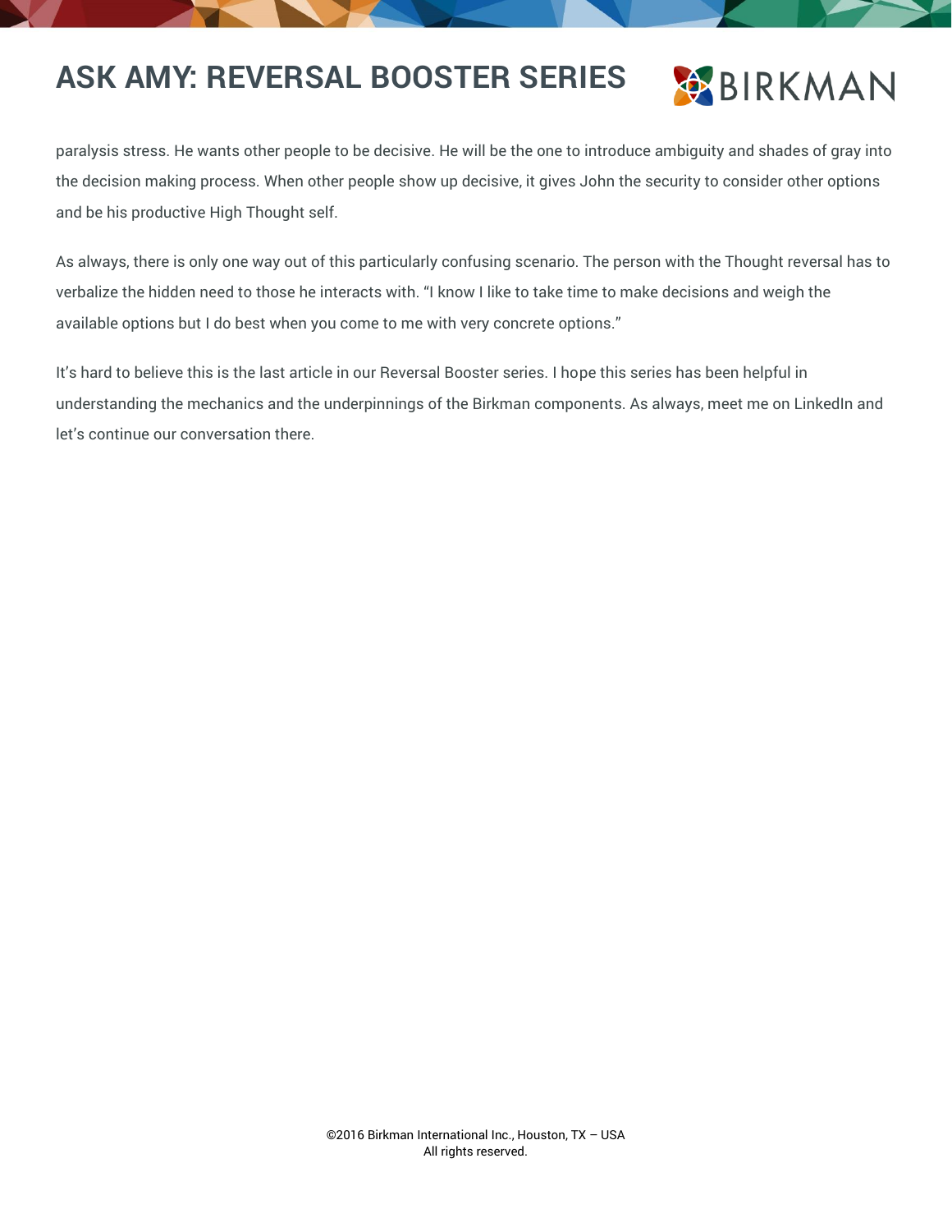paralysis stress. He wants other people to be decisive. He will be the one to introduce ambiguity and shades of gray into the decision making process. When other people show up decisive, it gives John the security to consider other options and be his productive High Thought self.

As always, there is only one way out of this particularly confusing scenario. The person with the Thought reversal has to verbalize the hidden need to those he interacts with. “I know I like to take time to make decisions and weigh the available options but I do best when you come to me with very concrete options.”

It’s hard to believe this is the last article in our Reversal Booster series. I hope this series has been helpful in understanding the mechanics and the underpinnings of the Birkman components. As always, meet me on LinkedIn and let’s continue our conversation there.

©2016 Birkman International Inc., Houston, TX – USA
All rights reserved.